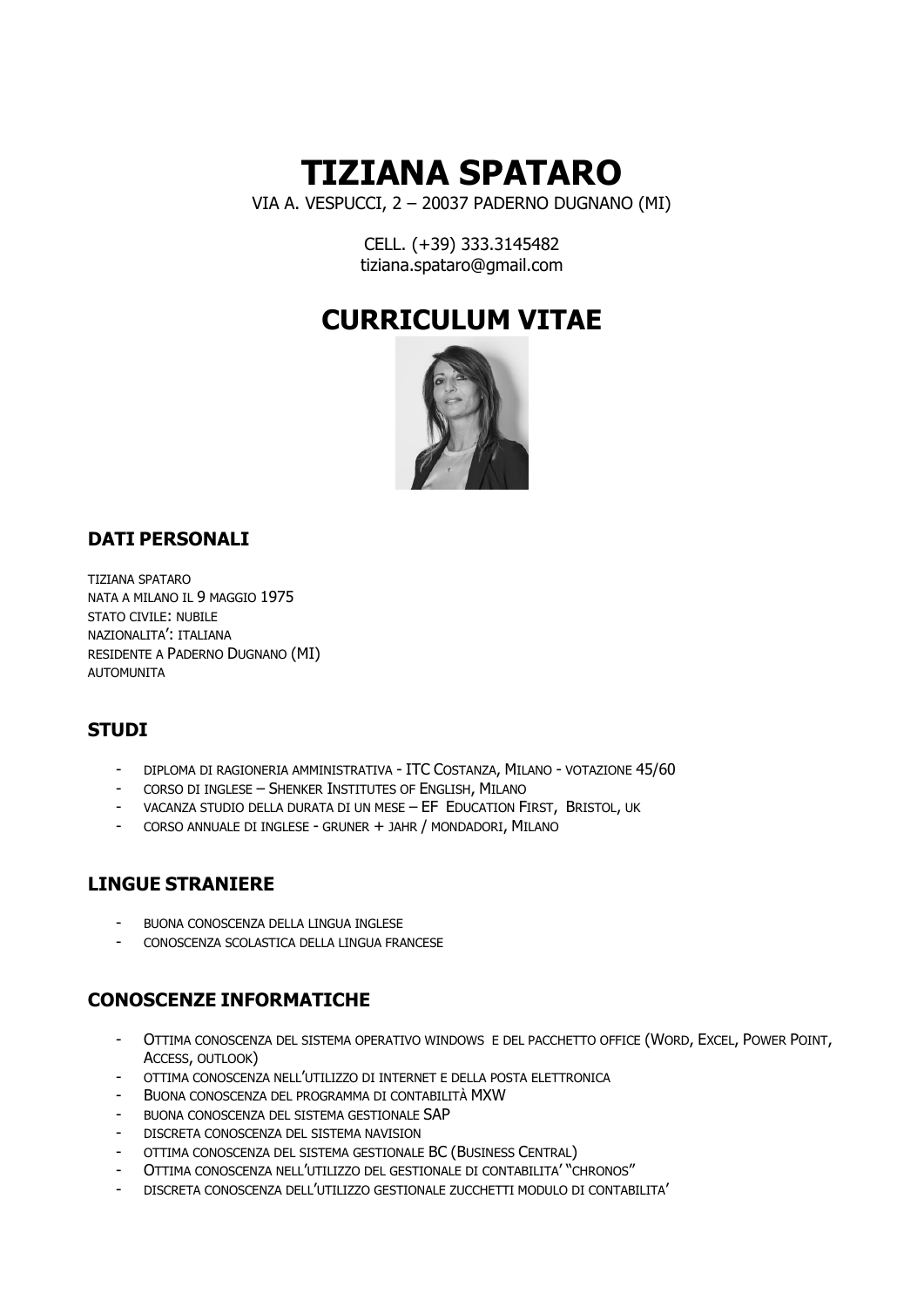# TIZIANA SPATARO

VIA A. VESPUCCI, 2 – 20037 PADERNO DUGNANO (MI)

CELL. (+39) 333.3145482
tiziana.spataro@gmail.com

# CURRICULUM VITAE

## DATI PERSONALI

TIZIANA SPATARO
NATA A MILANO IL 9 MAGGIO 1975
STATO CIVILE: NUBILE
NAZIONALITA': ITALIANA
RESIDENTE A PADERNO DUGNANO (MI)
AUTOMUNITA

## STUDI

- DIPLOMA DI RAGIONERIA AMMINISTRATIVA - ITC COSTANZA, MILANO - VOTAZIONE 45/60
- CORSO DI INGLESE – SHENKER INSTITUTES OF ENGLISH, MILANO
- VACANZA STUDIO DELLA DURATA DI UN MESE – EF EDUCATION FIRST, BRISTOL, UK
- CORSO ANNUALE DI INGLESE - GRUNER + JAHR / MONDADORI, MILANO

## LINGUE STRANIERE

- BUONA CONOSCENZA DELLA LINGUA INGLESE
- CONOSCENZA SCOLASTICA DELLA LINGUA FRANCESE

## CONOSCENZE INFORMATICHE

- OTTIMA CONOSCENZA DEL SISTEMA OPERATIVO WINDOWS E DEL PACCHETTO OFFICE (WORD, EXCEL, POWER POINT, ACCESS, OUTLOOK)
- OTTIMA CONOSCENZA NELL'UTILIZZO DI INTERNET E DELLA POSTA ELETTRONICA
- BUONA CONOSCENZA DEL PROGRAMMA DI CONTABILITÀ MXW
- BUONA CONOSCENZA DEL SISTEMA GESTIONALE SAP
- DISCRETA CONOSCENZA DEL SISTEMA NAVISION
- OTTIMA CONOSCENZA DEL SISTEMA GESTIONALE BC (BUSINESS CENTRAL)
- OTTIMA CONOSCENZA NELL'UTILIZZO DEL GESTIONALE DI CONTABILITA' "CHRONOS"
- DISCRETA CONOSCENZA DELL'UTILIZZO GESTIONALE ZUCCHETTI MODULO DI CONTABILITA'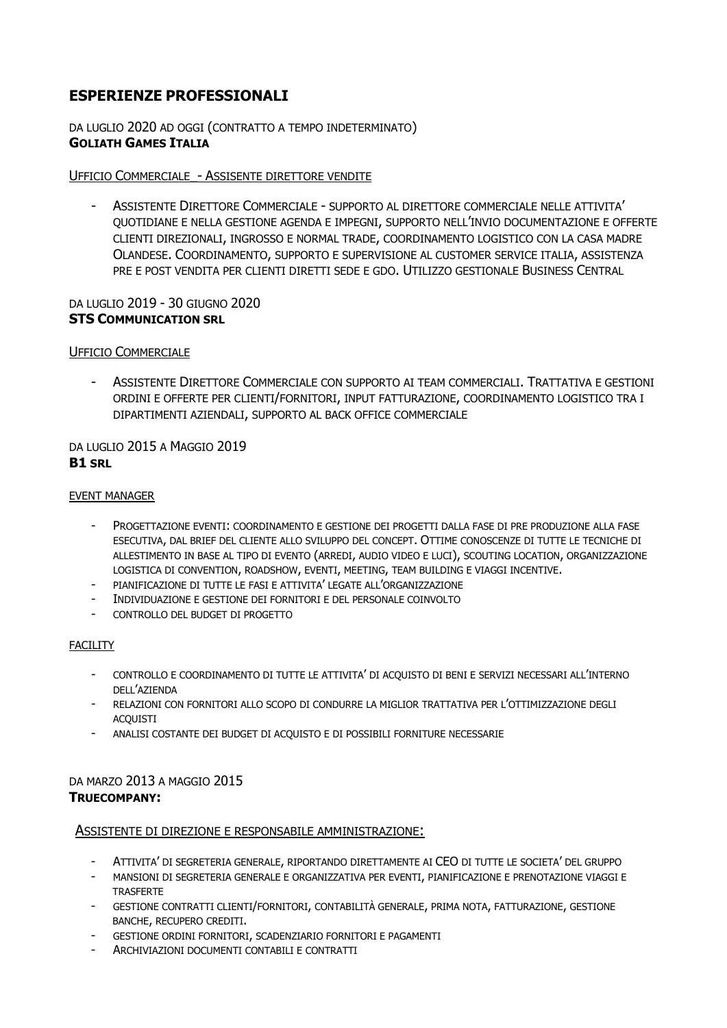## ESPERIENZE PROFESSIONALI

DA LUGLIO 2020 AD OGGI (CONTRATTO A TEMPO INDETERMINATO)
**GOLIATH GAMES ITALIA**

UFFICIO COMMERCIALE _- ASSISENTE DIRETTORE VENDITE

- ASSISTENTE DIRETTORE COMMERCIALE - SUPPORTO AL DIRETTORE COMMERCIALE NELLE ATTIVITA' QUOTIDIANE E NELLA GESTIONE AGENDA E IMPEGNI, SUPPORTO NELL'INVIO DOCUMENTAZIONE E OFFERTE CLIENTI DIREZIONALI, INGROSSO E NORMAL TRADE, COORDINAMENTO LOGISTICO CON LA CASA MADRE OLANDESE. COORDINAMENTO, SUPPORTO E SUPERVISIONE AL CUSTOMER SERVICE ITALIA, ASSISTENZA PRE E POST VENDITA PER CLIENTI DIRETTI SEDE E GDO. UTILIZZO GESTIONALE BUSINESS CENTRAL

DA LUGLIO 2019 - 30 GIUGNO 2020
**STS COMMUNICATION SRL**

UFFICIO COMMERCIALE

- ASSISTENTE DIRETTORE COMMERCIALE CON SUPPORTO AI TEAM COMMERCIALI. TRATTATIVA E GESTIONI ORDINI E OFFERTE PER CLIENTI/FORNITORI, INPUT FATTURAZIONE, COORDINAMENTO LOGISTICO TRA I DIPARTIMENTI AZIENDALI, SUPPORTO AL BACK OFFICE COMMERCIALE

DA LUGLIO 2015 A MAGGIO 2019
**B1 SRL**

EVENT MANAGER

- PROGETTAZIONE EVENTI: COORDINAMENTO E GESTIONE DEI PROGETTI DALLA FASE DI PRE PRODUZIONE ALLA FASE ESECUTIVA, DAL BRIEF DEL CLIENTE ALLO SVILUPPO DEL CONCEPT. OTTIME CONOSCENZE DI TUTTE LE TECNICHE DI ALLESTIMENTO IN BASE AL TIPO DI EVENTO (ARREDI, AUDIO VIDEO E LUCI), SCOUTING LOCATION, ORGANIZZAZIONE LOGISTICA DI CONVENTION, ROADSHOW, EVENTI, MEETING, TEAM BUILDING E VIAGGI INCENTIVE.
- PIANIFICAZIONE DI TUTTE LE FASI E ATTIVITA' LEGATE ALL'ORGANIZZAZIONE
- INDIVIDUAZIONE E GESTIONE DEI FORNITORI E DEL PERSONALE COINVOLTO
- CONTROLLO DEL BUDGET DI PROGETTO

FACILITY

- CONTROLLO E COORDINAMENTO DI TUTTE LE ATTIVITA' DI ACQUISTO DI BENI E SERVIZI NECESSARI ALL'INTERNO DELL'AZIENDA
- RELAZIONI CON FORNITORI ALLO SCOPO DI CONDURRE LA MIGLIOR TRATTATIVA PER L'OTTIMIZZAZIONE DEGLI ACQUISTI
- ANALISI COSTANTE DEI BUDGET DI ACQUISTO E DI POSSIBILI FORNITURE NECESSARIE

DA MARZO 2013 A MAGGIO 2015
**TRUECOMPANY:**

ASSISTENTE DI DIREZIONE E RESPONSABILE AMMINISTRAZIONE:

- ATTIVITA' DI SEGRETERIA GENERALE, RIPORTANDO DIRETTAMENTE AI CEO DI TUTTE LE SOCIETA' DEL GRUPPO
- MANSIONI DI SEGRETERIA GENERALE E ORGANIZZATIVA PER EVENTI, PIANIFICAZIONE E PRENOTAZIONE VIAGGI E TRASFERTE
- GESTIONE CONTRATTI CLIENTI/FORNITORI, CONTABILITÀ GENERALE, PRIMA NOTA, FATTURAZIONE, GESTIONE BANCHE, RECUPERO CREDITI.
- GESTIONE ORDINI FORNITORI, SCADENZIARIO FORNITORI E PAGAMENTI
- ARCHIVIAZIONI DOCUMENTI CONTABILI E CONTRATTI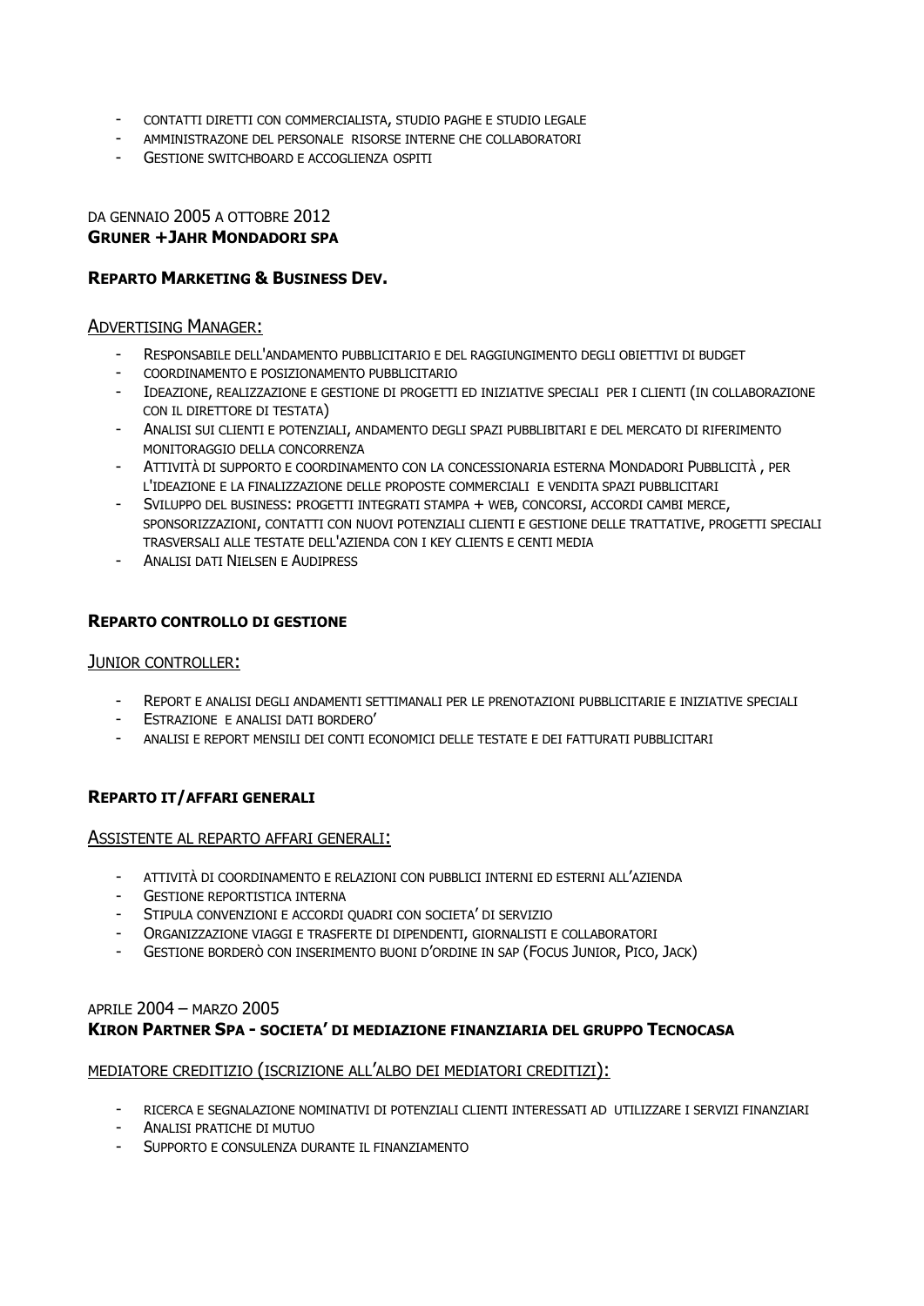- Contatti diretti con commercialista, studio paghe e studio legale
- Amministrazone del personale risorse interne che collaboratori
- Gestione switchboard e accoglienza ospiti

Da gennaio 2005 a ottobre 2012
**Gruner +Jahr Mondadori spa**

**Reparto Marketing & Business Dev.**

Advertising Manager:

- Responsabile dell'andamento pubblicitario e del raggiungimento degli obiettivi di budget
- coordinamento e posizionamento pubblicitario
- Ideazione, realizzazione e gestione di progetti ed iniziative speciali per i clienti (in collaborazione con il direttore di testata)
- Analisi sui clienti e potenziali, andamento degli spazi pubblibitari e del mercato di riferimento monitoraggio della concorrenza
- Attività di supporto e coordinamento con la concessionaria esterna Mondadori Pubblicità , per l'ideazione e la finalizzazione delle proposte commerciali e vendita spazi pubblicitari
- Sviluppo del business: progetti integrati stampa + web, concorsi, accordi cambi merce, sponsorizzazioni, contatti con nuovi potenziali clienti e gestione delle trattative, progetti speciali trasversali alle testate dell'azienda con i key clients e centi media
- Analisi dati Nielsen e Audipress

**Reparto controllo di gestione**

Junior controller:

- Report e analisi degli andamenti settimanali per le prenotazioni pubblicitarie e iniziative speciali
- Estrazione e analisi dati bordero'
- analisi e report mensili dei conti economici delle testate e dei fatturati pubblicitari

**Reparto IT/affari generali**

Assistente al reparto affari generali:

- attività di coordinamento e relazioni con pubblici interni ed esterni all'azienda
- Gestione reportistica interna
- Stipula convenzioni e accordi quadri con societa' di servizio
- Organizzazione viaggi e trasferte di dipendenti, giornalisti e collaboratori
- Gestione borderò con inserimento buoni d'ordine in sap (Focus Junior, Pico, Jack)

aprile 2004 – marzo 2005
**Kiron Partner Spa - societa' di mediazione finanziaria del gruppo Tecnocasa**

mediatore creditizio (iscrizione all'albo dei mediatori creditizi):

- ricerca e segnalazione nominativi di potenziali clienti interessati ad utilizzare i servizi finanziari
- Analisi pratiche di mutuo
- Supporto e consulenza durante il finanziamento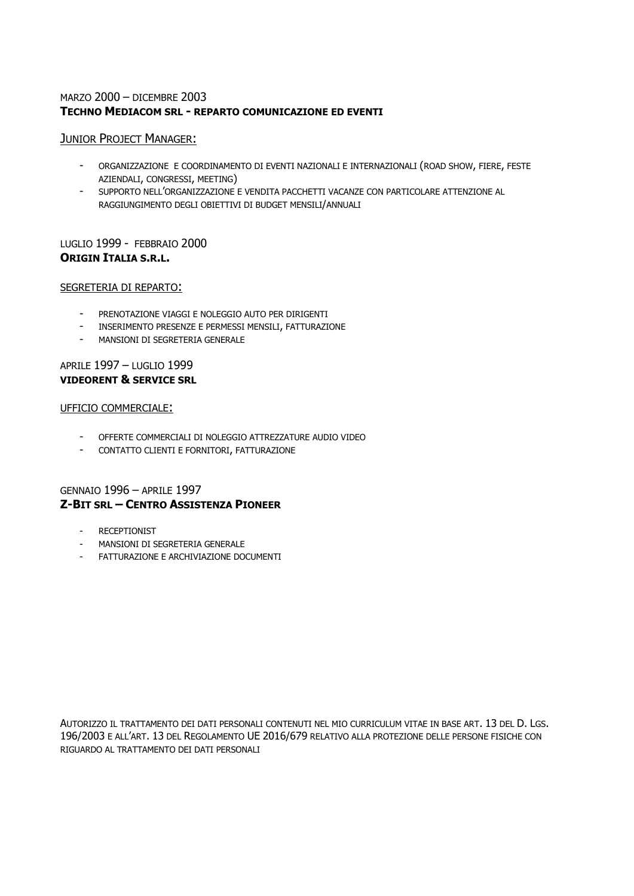MARZO 2000 – DICEMBRE 2003
**TECHNO MEDIACOM SRL - REPARTO COMUNICAZIONE ED EVENTI**

JUNIOR PROJECT MANAGER:

- ORGANIZZAZIONE E COORDINAMENTO DI EVENTI NAZIONALI E INTERNAZIONALI (ROAD SHOW, FIERE, FESTE AZIENDALI, CONGRESSI, MEETING)
- SUPPORTO NELL'ORGANIZZAZIONE E VENDITA PACCHETTI VACANZE CON PARTICOLARE ATTENZIONE AL RAGGIUNGIMENTO DEGLI OBIETTIVI DI BUDGET MENSILI/ANNUALI

LUGLIO 1999 - FEBBRAIO 2000
**ORIGIN ITALIA S.R.L.**

SEGRETERIA DI REPARTO:

- PRENOTAZIONE VIAGGI E NOLEGGIO AUTO PER DIRIGENTI
- INSERIMENTO PRESENZE E PERMESSI MENSILI, FATTURAZIONE
- MANSIONI DI SEGRETERIA GENERALE

APRILE 1997 – LUGLIO 1999
**VIDEORENT & SERVICE SRL**

UFFICIO COMMERCIALE:

- OFFERTE COMMERCIALI DI NOLEGGIO ATTREZZATURE AUDIO VIDEO
- CONTATTO CLIENTI E FORNITORI, FATTURAZIONE

GENNAIO 1996 – APRILE 1997
**Z-BIT SRL – CENTRO ASSISTENZA PIONEER**

- RECEPTIONIST
- MANSIONI DI SEGRETERIA GENERALE
- FATTURAZIONE E ARCHIVIAZIONE DOCUMENTI

AUTORIZZO IL TRATTAMENTO DEI DATI PERSONALI CONTENUTI NEL MIO CURRICULUM VITAE IN BASE ART. 13 DEL D. LGS. 196/2003 E ALL'ART. 13 DEL REGOLAMENTO UE 2016/679 RELATIVO ALLA PROTEZIONE DELLE PERSONE FISICHE CON RIGUARDO AL TRATTAMENTO DEI DATI PERSONALI